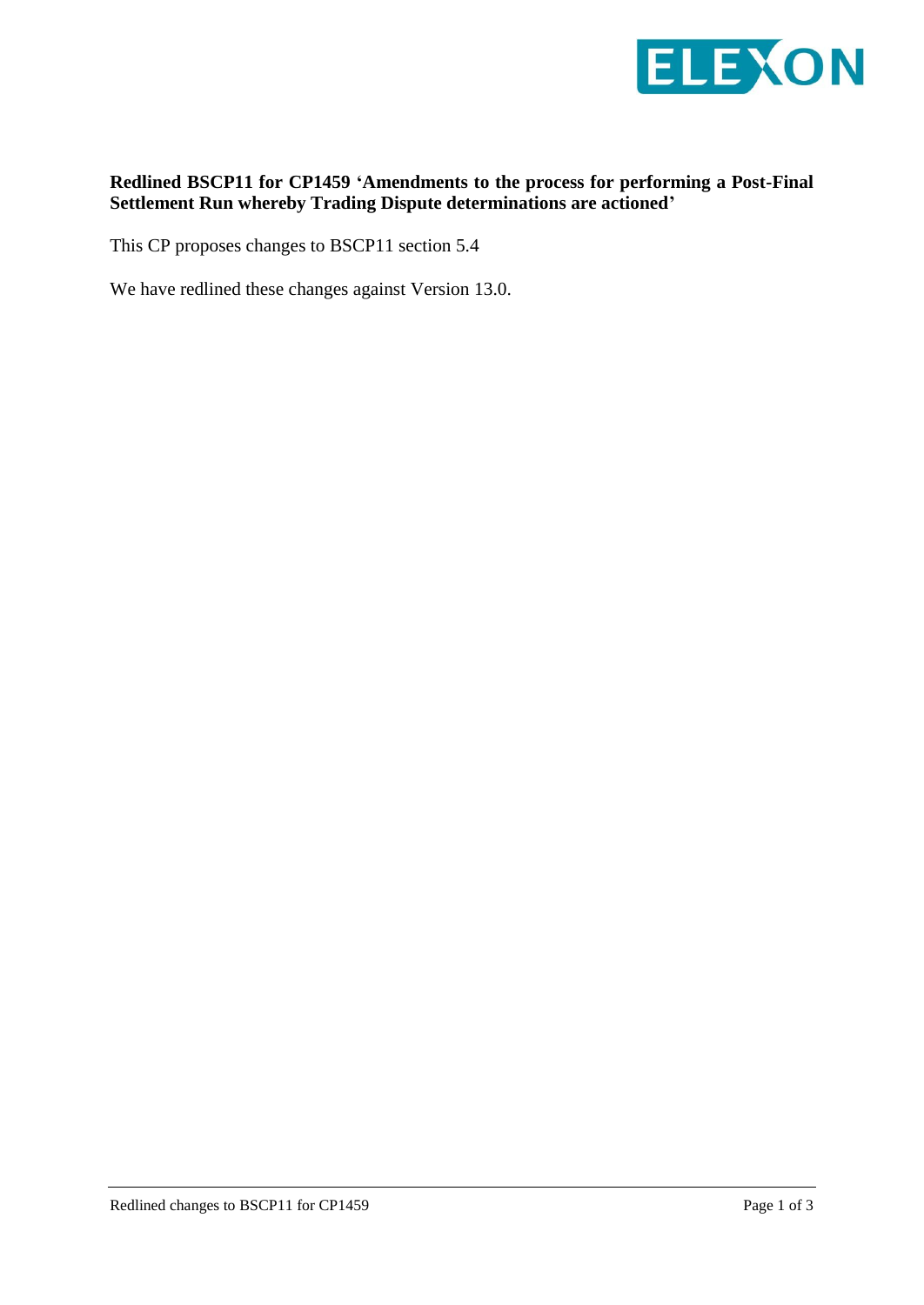**Redlined BSCP11 for CP1459 'Amendments to the process for performing a Post-Final Settlement Run whereby Trading Dispute determinations are actioned'**

This CP proposes changes to BSCP11 section 5.4

We have redlined these changes against Version 13.0.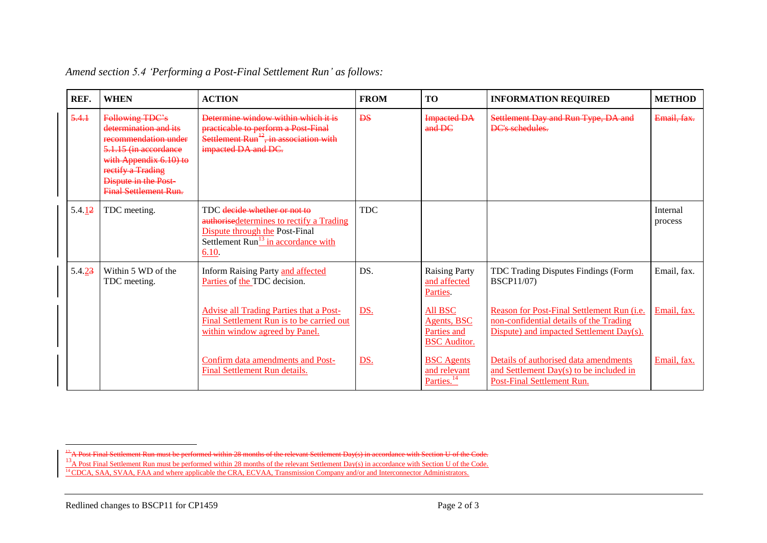*Amend section 5.4 'Performing a Post-Final Settlement Run' as follows:*

| REF. | WHEN | ACTION | FROM | TO | INFORMATION REQUIRED | METHOD |
|---|---|---|---|---|---|---|
| ~~5.4.1~~ | ~~Following TDC's determination and its recommendation under 5.1.15 (in accordance with Appendix 6.10) to rectify a Trading Dispute in the Post-Final Settlement Run.~~ | ~~Determine window within which it is practicable to perform a Post-Final Settlement Run[12], in association with impacted DA and DC.~~ | ~~DS~~ | ~~Impacted DA and DC~~ | ~~Settlement Day and Run Type, DA and DC's schedules.~~ | ~~Email, fax.~~ |
| 5.4.1~~2~~ | TDC meeting. | TDC ~~decide whether or not to authorise~~determines to rectify a Trading Dispute through the Post-Final Settlement Run[13] in accordance with 6.10. | TDC | | | Internal process |
| 5.4.2~~3~~ | Within 5 WD of the TDC meeting. | Inform Raising Party and affected Parties of the TDC decision. | DS. | Raising Party and affected Parties. | TDC Trading Disputes Findings (Form BSCP11/07) | Email, fax. |
| | | Advise all Trading Parties that a Post-Final Settlement Run is to be carried out within window agreed by Panel. | DS. | All BSC Agents, BSC Parties and BSC Auditor. | Reason for Post-Final Settlement Run (i.e. non-confidential details of the Trading Dispute) and impacted Settlement Day(s). | Email, fax. |
| | | Confirm data amendments and Post-Final Settlement Run details. | DS. | BSC Agents and relevant Parties.[14] | Details of authorised data amendments and Settlement Day(s) to be included in Post-Final Settlement Run. | Email, fax. |

~~[12] A Post Final Settlement Run must be performed within 28 months of the relevant Settlement Day(s) in accordance with Section U of the Code.~~

[13] A Post Final Settlement Run must be performed within 28 months of the relevant Settlement Day(s) in accordance with Section U of the Code.

[14] CDCA, SAA, SVAA, FAA and where applicable the CRA, ECVAA, Transmission Company and/or and Interconnector Administrators.

Redlined changes to BSCP11 for CP1459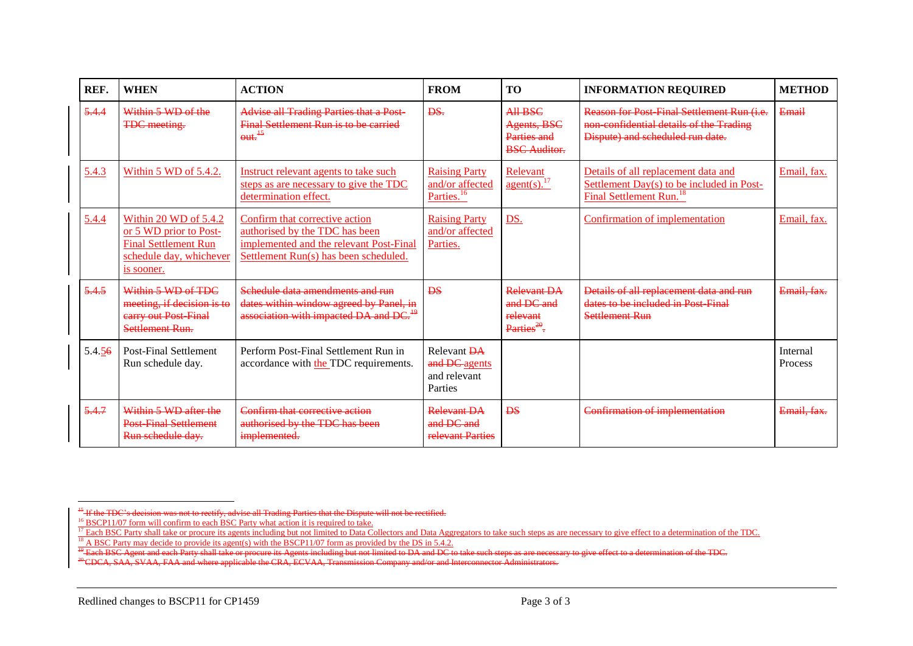| REF. | WHEN | ACTION | FROM | TO | INFORMATION REQUIRED | METHOD |
|---|---|---|---|---|---|---|
| 5.4.4 | Within 5 WD of the TDC meeting. | Advise all Trading Parties that a Post-Final Settlement Run is to be carried out.[15] | DS. | All BSC Agents, BSC Parties and BSC Auditor. | Reason for Post-Final Settlement Run (i.e. non-confidential details of the Trading Dispute) and scheduled run date. | Email |
| 5.4.3 | Within 5 WD of 5.4.2. | Instruct relevant agents to take such steps as are necessary to give the TDC determination effect. | Raising Party and/or affected Parties.[16] | Relevant agent(s).[17] | Details of all replacement data and Settlement Day(s) to be included in Post-Final Settlement Run.[18] | Email, fax. |
| 5.4.4 | Within 20 WD of 5.4.2 or 5 WD prior to Post-Final Settlement Run schedule day, whichever is sooner. | Confirm that corrective action authorised by the TDC has been implemented and the relevant Post-Final Settlement Run(s) has been scheduled. | Raising Party and/or affected Parties. | DS. | Confirmation of implementation | Email, fax. |
| 5.4.5 | Within 5 WD of TDC meeting, if decision is to carry out Post-Final Settlement Run. | Schedule data amendments and run dates within window agreed by Panel, in association with impacted DA and DC.[19] | DS | Relevant DA and DC and relevant Parties[20]. | Details of all replacement data and run dates to be included in Post-Final Settlement Run | Email, fax. |
| 5.4.56 | Post-Final Settlement Run schedule day. | Perform Post-Final Settlement Run in accordance with the TDC requirements. | Relevant DA and DC agents and relevant Parties | | | Internal Process |
| 5.4.7 | Within 5 WD after the Post-Final Settlement Run schedule day. | Confirm that corrective action authorised by the TDC has been implemented. | Relevant DA and DC and relevant Parties | DS | Confirmation of implementation | Email, fax. |

[15] If the TDC's decision was not to rectify, advise all Trading Parties that the Dispute will not be rectified.

[16] BSCP11/07 form will confirm to each BSC Party what action it is required to take.

[17] Each BSC Party shall take or procure its agents including but not limited to Data Collectors and Data Aggregators to take such steps as are necessary to give effect to a determination of the TDC.

[18] A BSC Party may decide to provide its agent(s) with the BSCP11/07 form as provided by the DS in 5.4.2.

[19] Each BSC Agent and each Party shall take or procure its Agents including but not limited to DA and DC to take such steps as are necessary to give effect to a determination of the TDC.

[20] CDCA, SAA, SVAA, FAA and where applicable the CRA, ECVAA, Transmission Company and/or and Interconnector Administrators.